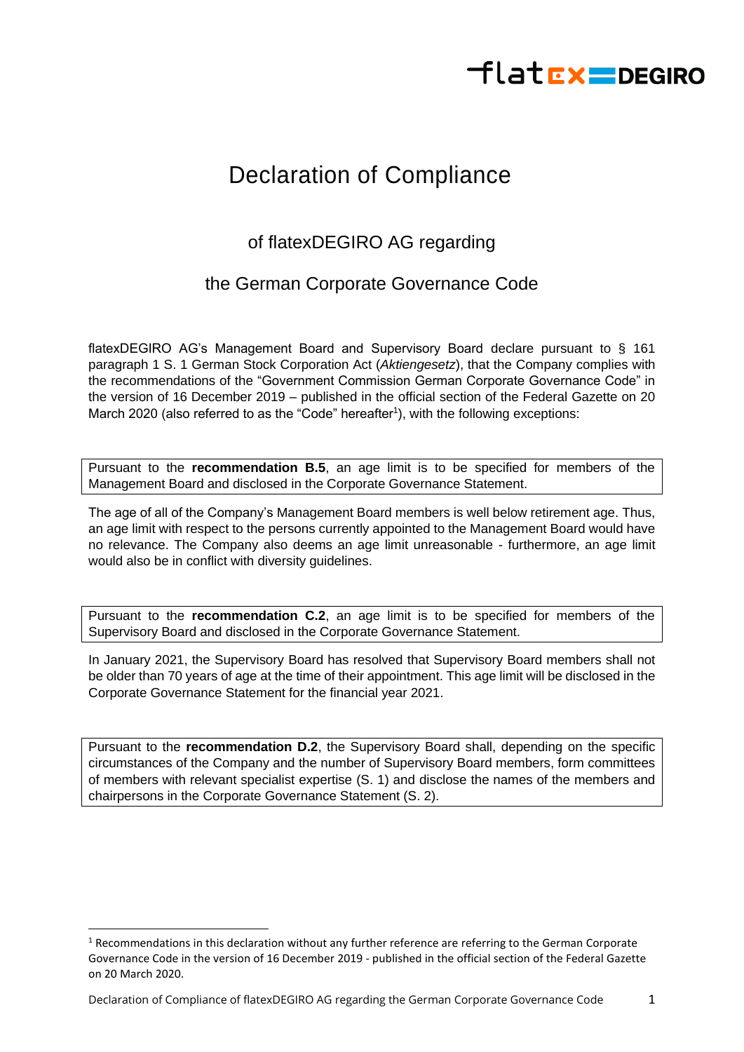# Declaration of Compliance

## of flatexDEGIRO AG regarding

## the German Corporate Governance Code

flatexDEGIRO AG's Management Board and Supervisory Board declare pursuant to § 161 paragraph 1 S. 1 German Stock Corporation Act (*Aktiengesetz*), that the Company complies with the recommendations of the "Government Commission German Corporate Governance Code" in the version of 16 December 2019 – published in the official section of the Federal Gazette on 20 March 2020 (also referred to as the "Code" hereafter[1]), with the following exceptions:

Pursuant to the **recommendation B.5**, an age limit is to be specified for members of the Management Board and disclosed in the Corporate Governance Statement.

The age of all of the Company's Management Board members is well below retirement age. Thus, an age limit with respect to the persons currently appointed to the Management Board would have no relevance. The Company also deems an age limit unreasonable - furthermore, an age limit would also be in conflict with diversity guidelines.

Pursuant to the **recommendation C.2**, an age limit is to be specified for members of the Supervisory Board and disclosed in the Corporate Governance Statement.

In January 2021, the Supervisory Board has resolved that Supervisory Board members shall not be older than 70 years of age at the time of their appointment. This age limit will be disclosed in the Corporate Governance Statement for the financial year 2021.

Pursuant to the **recommendation D.2**, the Supervisory Board shall, depending on the specific circumstances of the Company and the number of Supervisory Board members, form committees of members with relevant specialist expertise (S. 1) and disclose the names of the members and chairpersons in the Corporate Governance Statement (S. 2).

[1] Recommendations in this declaration without any further reference are referring to the German Corporate Governance Code in the version of 16 December 2019 - published in the official section of the Federal Gazette on 20 March 2020.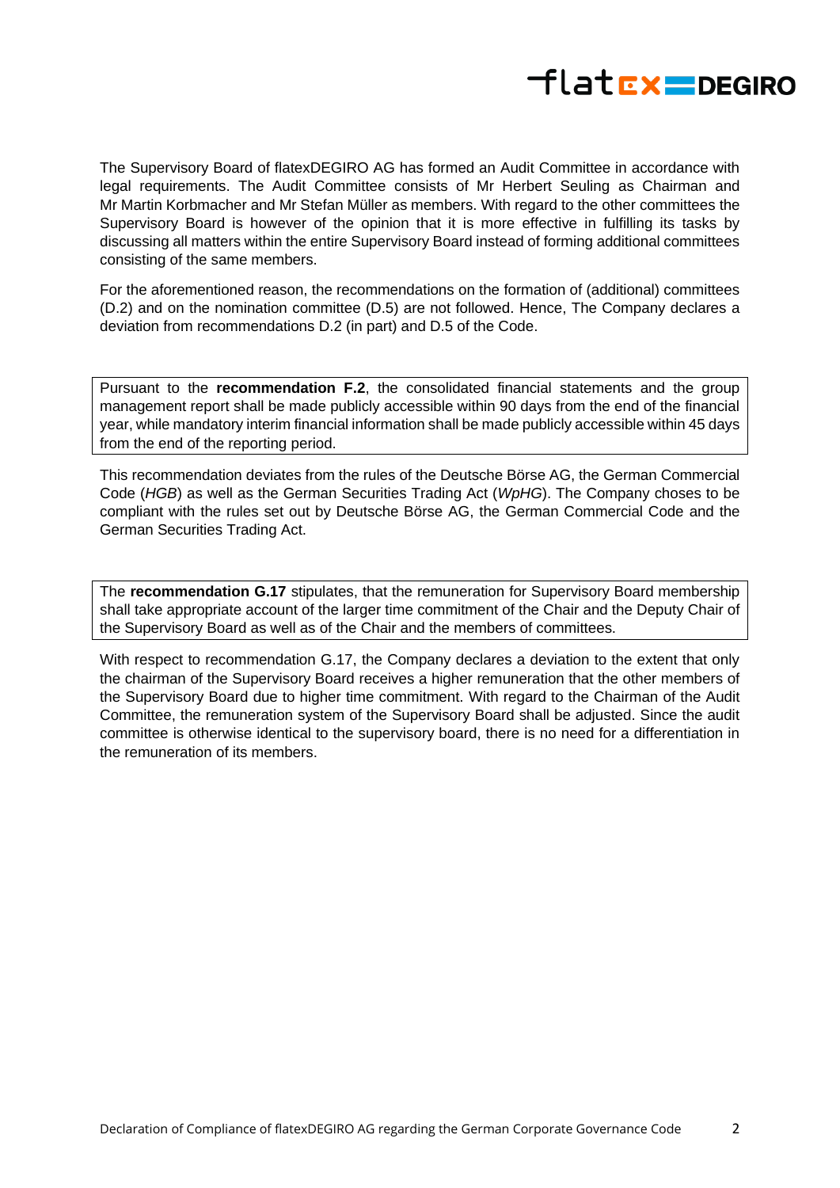The Supervisory Board of flatexDEGIRO AG has formed an Audit Committee in accordance with legal requirements. The Audit Committee consists of Mr Herbert Seuling as Chairman and Mr Martin Korbmacher and Mr Stefan Müller as members. With regard to the other committees the Supervisory Board is however of the opinion that it is more effective in fulfilling its tasks by discussing all matters within the entire Supervisory Board instead of forming additional committees consisting of the same members.

For the aforementioned reason, the recommendations on the formation of (additional) committees (D.2) and on the nomination committee (D.5) are not followed. Hence, The Company declares a deviation from recommendations D.2 (in part) and D.5 of the Code.

Pursuant to the **recommendation F.2**, the consolidated financial statements and the group management report shall be made publicly accessible within 90 days from the end of the financial year, while mandatory interim financial information shall be made publicly accessible within 45 days from the end of the reporting period.

This recommendation deviates from the rules of the Deutsche Börse AG, the German Commercial Code (*HGB*) as well as the German Securities Trading Act (*WpHG*). The Company choses to be compliant with the rules set out by Deutsche Börse AG, the German Commercial Code and the German Securities Trading Act.

The **recommendation G.17** stipulates, that the remuneration for Supervisory Board membership shall take appropriate account of the larger time commitment of the Chair and the Deputy Chair of the Supervisory Board as well as of the Chair and the members of committees.

With respect to recommendation G.17, the Company declares a deviation to the extent that only the chairman of the Supervisory Board receives a higher remuneration that the other members of the Supervisory Board due to higher time commitment. With regard to the Chairman of the Audit Committee, the remuneration system of the Supervisory Board shall be adjusted. Since the audit committee is otherwise identical to the supervisory board, there is no need for a differentiation in the remuneration of its members.